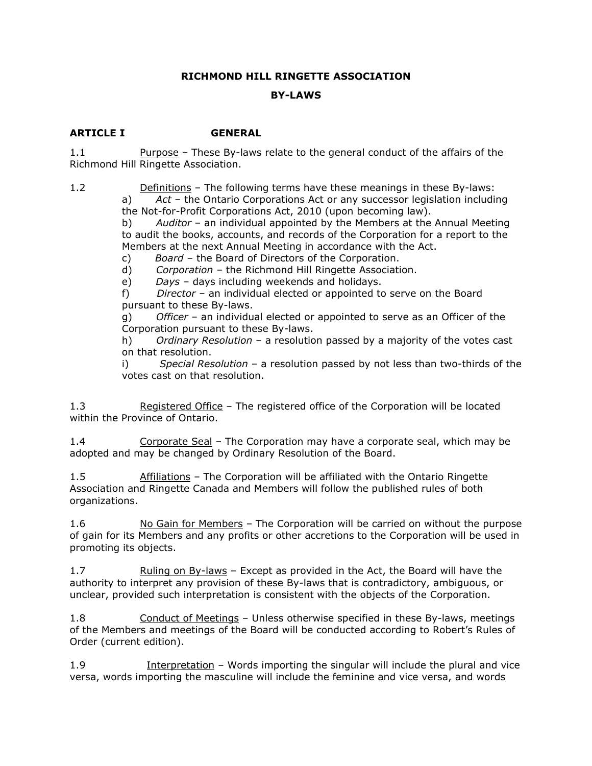# RICHMOND HILL RINGETTE ASSOCIATION

# BY-LAWS

## ARTICLE I GENERAL

1.1 Purpose – These By-laws relate to the general conduct of the affairs of the Richmond Hill Ringette Association.

1.2 Definitions – The following terms have these meanings in these By-laws:

a) *Act* – the Ontario Corporations Act or any successor legislation including the Not-for-Profit Corporations Act, 2010 (upon becoming law).

b) *Auditor* – an individual appointed by the Members at the Annual Meeting to audit the books, accounts, and records of the Corporation for a report to the Members at the next Annual Meeting in accordance with the Act.

c) *Board* – the Board of Directors of the Corporation.

d) *Corporation* – the Richmond Hill Ringette Association.

e) *Days* – days including weekends and holidays.

f) *Director* – an individual elected or appointed to serve on the Board pursuant to these By-laws.

g) *Officer* – an individual elected or appointed to serve as an Officer of the Corporation pursuant to these By-laws.

h) *Ordinary Resolution* – a resolution passed by a majority of the votes cast on that resolution.

i) *Special Resolution* – a resolution passed by not less than two-thirds of the votes cast on that resolution.

1.3 Registered Office – The registered office of the Corporation will be located within the Province of Ontario.

1.4 Corporate Seal – The Corporation may have a corporate seal, which may be adopted and may be changed by Ordinary Resolution of the Board.

1.5 Affiliations – The Corporation will be affiliated with the Ontario Ringette Association and Ringette Canada and Members will follow the published rules of both organizations.

1.6 No Gain for Members – The Corporation will be carried on without the purpose of gain for its Members and any profits or other accretions to the Corporation will be used in promoting its objects.

1.7 Ruling on By-laws – Except as provided in the Act, the Board will have the authority to interpret any provision of these By-laws that is contradictory, ambiguous, or unclear, provided such interpretation is consistent with the objects of the Corporation.

1.8 Conduct of Meetings – Unless otherwise specified in these By-laws, meetings of the Members and meetings of the Board will be conducted according to Robert's Rules of Order (current edition).

1.9 Interpretation – Words importing the singular will include the plural and vice versa, words importing the masculine will include the feminine and vice versa, and words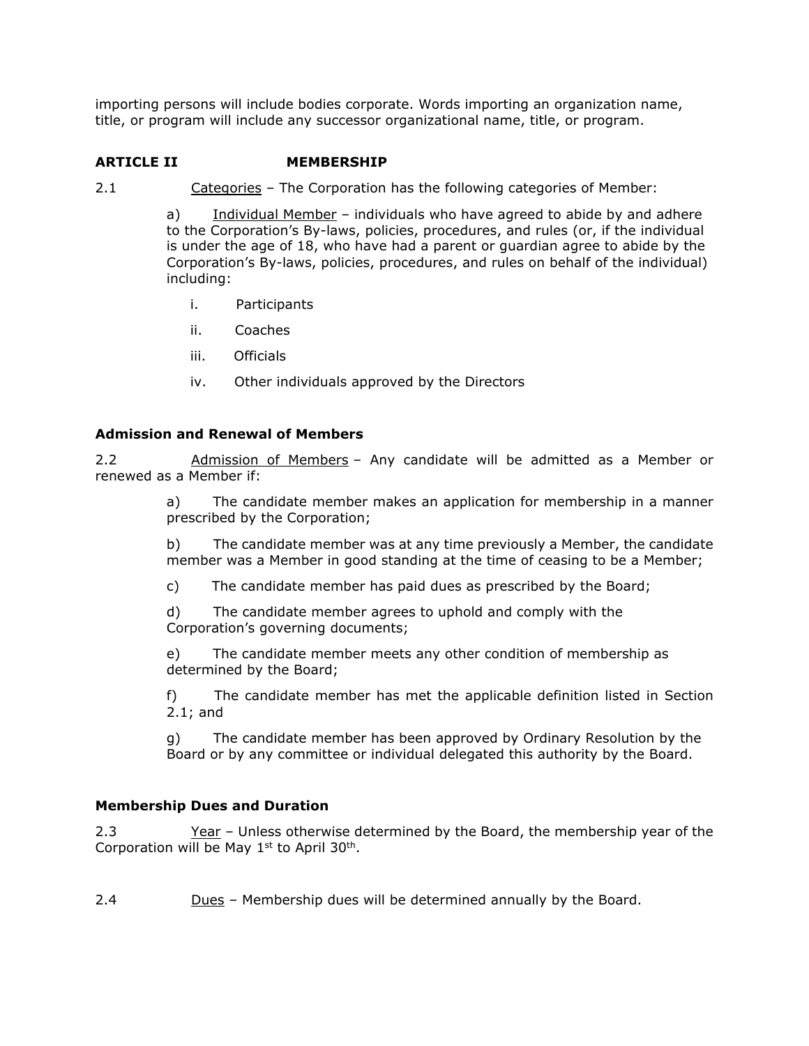importing persons will include bodies corporate. Words importing an organization name, title, or program will include any successor organizational name, title, or program.

## ARTICLE II MEMBERSHIP

2.1 Categories – The Corporation has the following categories of Member:

a) Individual Member – individuals who have agreed to abide by and adhere to the Corporation's By-laws, policies, procedures, and rules (or, if the individual is under the age of 18, who have had a parent or guardian agree to abide by the Corporation's By-laws, policies, procedures, and rules on behalf of the individual) including:

i. Participants

ii. Coaches

iii. Officials

iv. Other individuals approved by the Directors

### Admission and Renewal of Members

2.2 Admission of Members – Any candidate will be admitted as a Member or renewed as a Member if:

a) The candidate member makes an application for membership in a manner prescribed by the Corporation;

b) The candidate member was at any time previously a Member, the candidate member was a Member in good standing at the time of ceasing to be a Member;

c) The candidate member has paid dues as prescribed by the Board;

d) The candidate member agrees to uphold and comply with the Corporation's governing documents;

e) The candidate member meets any other condition of membership as determined by the Board;

f) The candidate member has met the applicable definition listed in Section 2.1; and

g) The candidate member has been approved by Ordinary Resolution by the Board or by any committee or individual delegated this authority by the Board.

### Membership Dues and Duration

2.3 Year – Unless otherwise determined by the Board, the membership year of the Corporation will be May 1st to April 30th.

2.4 Dues – Membership dues will be determined annually by the Board.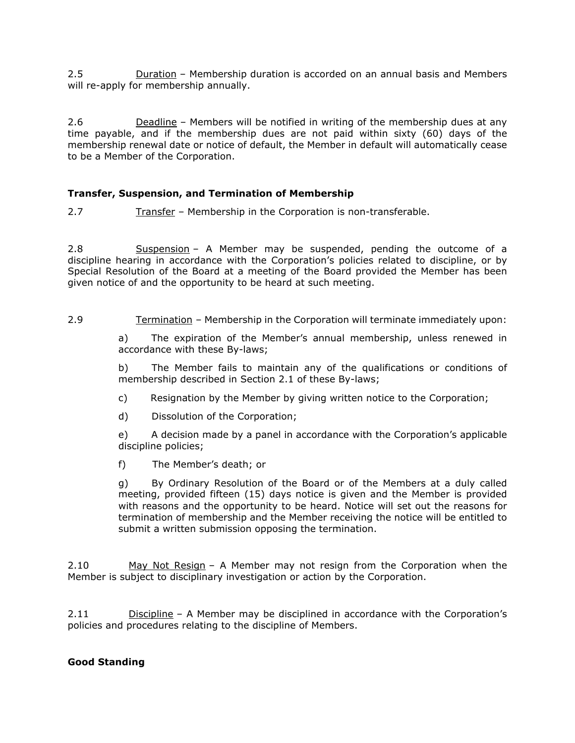2.5 Duration – Membership duration is accorded on an annual basis and Members will re-apply for membership annually.

2.6 Deadline – Members will be notified in writing of the membership dues at any time payable, and if the membership dues are not paid within sixty (60) days of the membership renewal date or notice of default, the Member in default will automatically cease to be a Member of the Corporation.

**Transfer, Suspension, and Termination of Membership**

2.7 Transfer – Membership in the Corporation is non-transferable.

2.8 Suspension – A Member may be suspended, pending the outcome of a discipline hearing in accordance with the Corporation's policies related to discipline, or by Special Resolution of the Board at a meeting of the Board provided the Member has been given notice of and the opportunity to be heard at such meeting.

2.9 Termination – Membership in the Corporation will terminate immediately upon:

a) The expiration of the Member's annual membership, unless renewed in accordance with these By-laws;

b) The Member fails to maintain any of the qualifications or conditions of membership described in Section 2.1 of these By-laws;

c) Resignation by the Member by giving written notice to the Corporation;

d) Dissolution of the Corporation;

e) A decision made by a panel in accordance with the Corporation's applicable discipline policies;

f) The Member's death; or

g) By Ordinary Resolution of the Board or of the Members at a duly called meeting, provided fifteen (15) days notice is given and the Member is provided with reasons and the opportunity to be heard. Notice will set out the reasons for termination of membership and the Member receiving the notice will be entitled to submit a written submission opposing the termination.

2.10 May Not Resign – A Member may not resign from the Corporation when the Member is subject to disciplinary investigation or action by the Corporation.

2.11 Discipline – A Member may be disciplined in accordance with the Corporation's policies and procedures relating to the discipline of Members.

**Good Standing**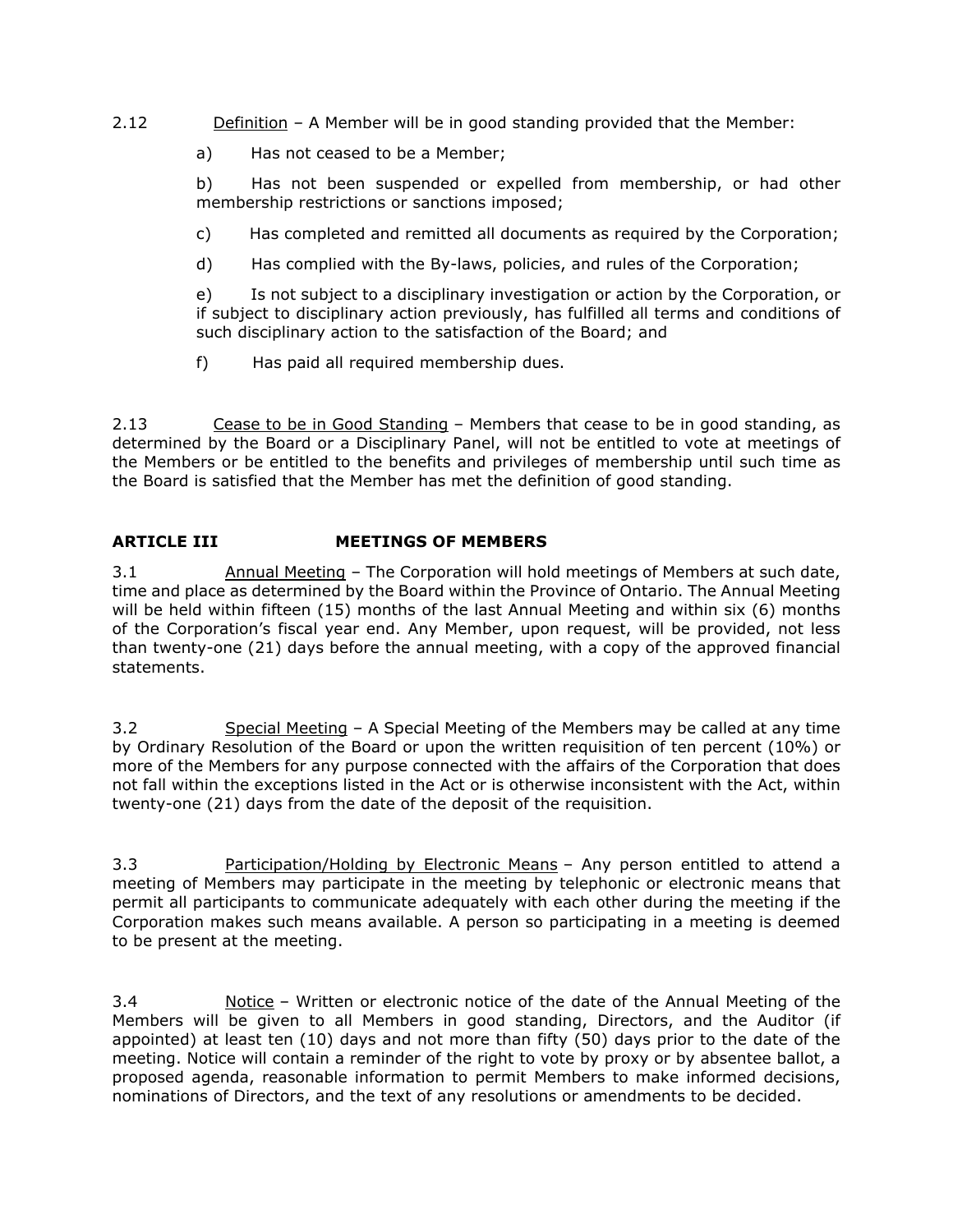2.12 Definition – A Member will be in good standing provided that the Member:

a) Has not ceased to be a Member;

b) Has not been suspended or expelled from membership, or had other membership restrictions or sanctions imposed;

c) Has completed and remitted all documents as required by the Corporation;

d) Has complied with the By-laws, policies, and rules of the Corporation;

e) Is not subject to a disciplinary investigation or action by the Corporation, or if subject to disciplinary action previously, has fulfilled all terms and conditions of such disciplinary action to the satisfaction of the Board; and

f) Has paid all required membership dues.

2.13 Cease to be in Good Standing – Members that cease to be in good standing, as determined by the Board or a Disciplinary Panel, will not be entitled to vote at meetings of the Members or be entitled to the benefits and privileges of membership until such time as the Board is satisfied that the Member has met the definition of good standing.

## ARTICLE III MEETINGS OF MEMBERS

3.1 Annual Meeting – The Corporation will hold meetings of Members at such date, time and place as determined by the Board within the Province of Ontario. The Annual Meeting will be held within fifteen (15) months of the last Annual Meeting and within six (6) months of the Corporation's fiscal year end. Any Member, upon request, will be provided, not less than twenty-one (21) days before the annual meeting, with a copy of the approved financial statements.

3.2 Special Meeting – A Special Meeting of the Members may be called at any time by Ordinary Resolution of the Board or upon the written requisition of ten percent (10%) or more of the Members for any purpose connected with the affairs of the Corporation that does not fall within the exceptions listed in the Act or is otherwise inconsistent with the Act, within twenty-one (21) days from the date of the deposit of the requisition.

3.3 Participation/Holding by Electronic Means – Any person entitled to attend a meeting of Members may participate in the meeting by telephonic or electronic means that permit all participants to communicate adequately with each other during the meeting if the Corporation makes such means available. A person so participating in a meeting is deemed to be present at the meeting.

3.4 Notice – Written or electronic notice of the date of the Annual Meeting of the Members will be given to all Members in good standing, Directors, and the Auditor (if appointed) at least ten (10) days and not more than fifty (50) days prior to the date of the meeting. Notice will contain a reminder of the right to vote by proxy or by absentee ballot, a proposed agenda, reasonable information to permit Members to make informed decisions, nominations of Directors, and the text of any resolutions or amendments to be decided.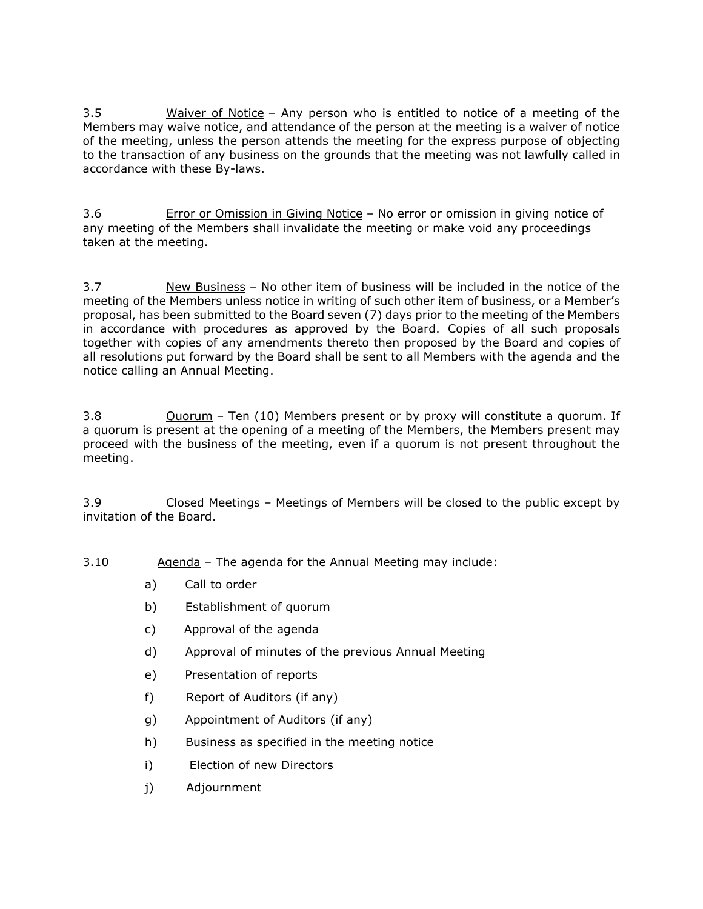3.5 Waiver of Notice – Any person who is entitled to notice of a meeting of the Members may waive notice, and attendance of the person at the meeting is a waiver of notice of the meeting, unless the person attends the meeting for the express purpose of objecting to the transaction of any business on the grounds that the meeting was not lawfully called in accordance with these By-laws.

3.6 Error or Omission in Giving Notice – No error or omission in giving notice of any meeting of the Members shall invalidate the meeting or make void any proceedings taken at the meeting.

3.7 New Business – No other item of business will be included in the notice of the meeting of the Members unless notice in writing of such other item of business, or a Member's proposal, has been submitted to the Board seven (7) days prior to the meeting of the Members in accordance with procedures as approved by the Board. Copies of all such proposals together with copies of any amendments thereto then proposed by the Board and copies of all resolutions put forward by the Board shall be sent to all Members with the agenda and the notice calling an Annual Meeting.

3.8 Quorum – Ten (10) Members present or by proxy will constitute a quorum. If a quorum is present at the opening of a meeting of the Members, the Members present may proceed with the business of the meeting, even if a quorum is not present throughout the meeting.

3.9 Closed Meetings – Meetings of Members will be closed to the public except by invitation of the Board.

3.10 Agenda – The agenda for the Annual Meeting may include:

a) Call to order

b) Establishment of quorum

c) Approval of the agenda

d) Approval of minutes of the previous Annual Meeting

e) Presentation of reports

f) Report of Auditors (if any)

g) Appointment of Auditors (if any)

h) Business as specified in the meeting notice

i) Election of new Directors

j) Adjournment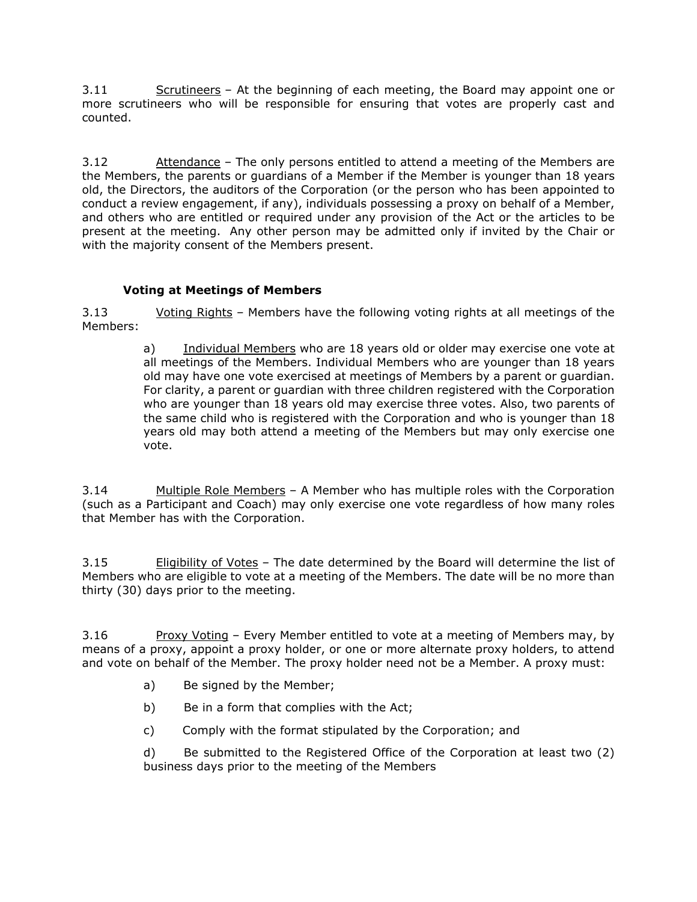3.11 Scrutineers – At the beginning of each meeting, the Board may appoint one or more scrutineers who will be responsible for ensuring that votes are properly cast and counted.

3.12 Attendance – The only persons entitled to attend a meeting of the Members are the Members, the parents or guardians of a Member if the Member is younger than 18 years old, the Directors, the auditors of the Corporation (or the person who has been appointed to conduct a review engagement, if any), individuals possessing a proxy on behalf of a Member, and others who are entitled or required under any provision of the Act or the articles to be present at the meeting. Any other person may be admitted only if invited by the Chair or with the majority consent of the Members present.

### Voting at Meetings of Members

3.13 Voting Rights – Members have the following voting rights at all meetings of the Members:

a) Individual Members who are 18 years old or older may exercise one vote at all meetings of the Members. Individual Members who are younger than 18 years old may have one vote exercised at meetings of Members by a parent or guardian. For clarity, a parent or guardian with three children registered with the Corporation who are younger than 18 years old may exercise three votes. Also, two parents of the same child who is registered with the Corporation and who is younger than 18 years old may both attend a meeting of the Members but may only exercise one vote.

3.14 Multiple Role Members – A Member who has multiple roles with the Corporation (such as a Participant and Coach) may only exercise one vote regardless of how many roles that Member has with the Corporation.

3.15 Eligibility of Votes – The date determined by the Board will determine the list of Members who are eligible to vote at a meeting of the Members. The date will be no more than thirty (30) days prior to the meeting.

3.16 Proxy Voting – Every Member entitled to vote at a meeting of Members may, by means of a proxy, appoint a proxy holder, or one or more alternate proxy holders, to attend and vote on behalf of the Member. The proxy holder need not be a Member. A proxy must:

a) Be signed by the Member;

b) Be in a form that complies with the Act;

c) Comply with the format stipulated by the Corporation; and

d) Be submitted to the Registered Office of the Corporation at least two (2) business days prior to the meeting of the Members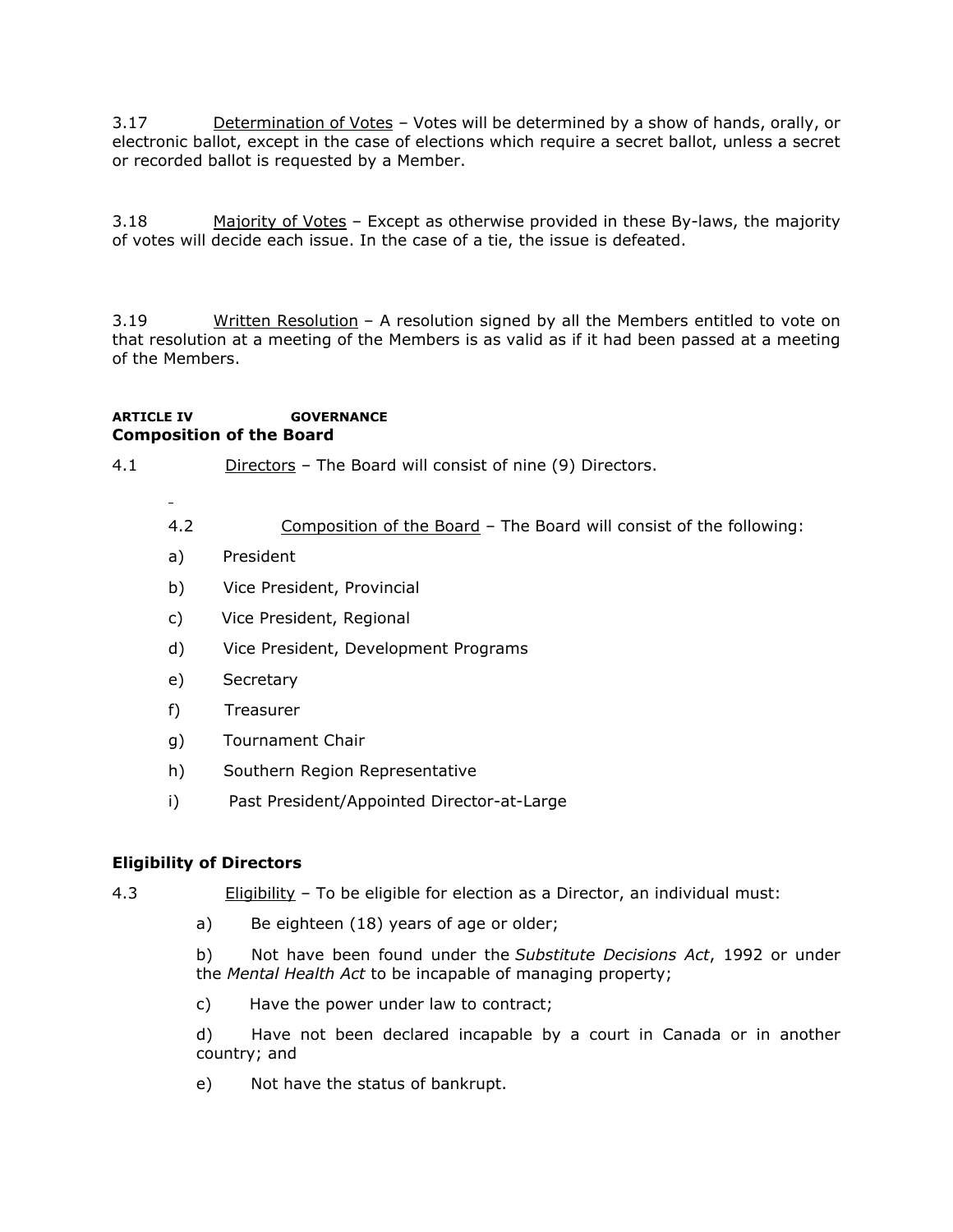3.17 Determination of Votes – Votes will be determined by a show of hands, orally, or electronic ballot, except in the case of elections which require a secret ballot, unless a secret or recorded ballot is requested by a Member.

3.18 Majority of Votes – Except as otherwise provided in these By-laws, the majority of votes will decide each issue. In the case of a tie, the issue is defeated.

3.19 Written Resolution – A resolution signed by all the Members entitled to vote on that resolution at a meeting of the Members is as valid as if it had been passed at a meeting of the Members.

**ARTICLE IV GOVERNANCE**

**Composition of the Board**

4.1 Directors – The Board will consist of nine (9) Directors.

4.2 Composition of the Board – The Board will consist of the following:

a) President

b) Vice President, Provincial

c) Vice President, Regional

d) Vice President, Development Programs

e) Secretary

f) Treasurer

g) Tournament Chair

h) Southern Region Representative

i) Past President/Appointed Director-at-Large

**Eligibility of Directors**

4.3 Eligibility – To be eligible for election as a Director, an individual must:

a) Be eighteen (18) years of age or older;

b) Not have been found under the *Substitute Decisions Act*, 1992 or under the *Mental Health Act* to be incapable of managing property;

c) Have the power under law to contract;

d) Have not been declared incapable by a court in Canada or in another country; and

e) Not have the status of bankrupt.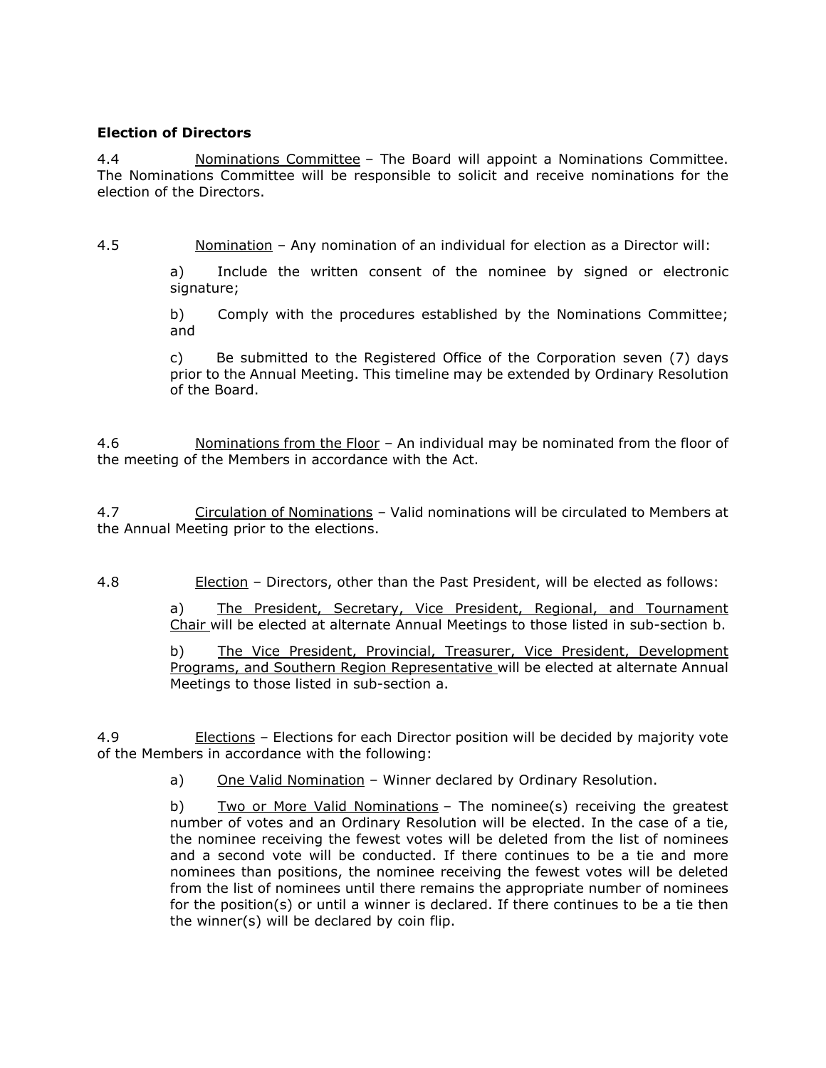**Election of Directors**

4.4 Nominations Committee – The Board will appoint a Nominations Committee. The Nominations Committee will be responsible to solicit and receive nominations for the election of the Directors.

4.5 Nomination – Any nomination of an individual for election as a Director will:

a) Include the written consent of the nominee by signed or electronic signature;

b) Comply with the procedures established by the Nominations Committee; and

c) Be submitted to the Registered Office of the Corporation seven (7) days prior to the Annual Meeting. This timeline may be extended by Ordinary Resolution of the Board.

4.6 Nominations from the Floor – An individual may be nominated from the floor of the meeting of the Members in accordance with the Act.

4.7 Circulation of Nominations – Valid nominations will be circulated to Members at the Annual Meeting prior to the elections.

4.8 Election – Directors, other than the Past President, will be elected as follows:

a) The President, Secretary, Vice President, Regional, and Tournament Chair will be elected at alternate Annual Meetings to those listed in sub-section b.

b) The Vice President, Provincial, Treasurer, Vice President, Development Programs, and Southern Region Representative will be elected at alternate Annual Meetings to those listed in sub-section a.

4.9 Elections – Elections for each Director position will be decided by majority vote of the Members in accordance with the following:

a) One Valid Nomination – Winner declared by Ordinary Resolution.

b) Two or More Valid Nominations – The nominee(s) receiving the greatest number of votes and an Ordinary Resolution will be elected. In the case of a tie, the nominee receiving the fewest votes will be deleted from the list of nominees and a second vote will be conducted. If there continues to be a tie and more nominees than positions, the nominee receiving the fewest votes will be deleted from the list of nominees until there remains the appropriate number of nominees for the position(s) or until a winner is declared. If there continues to be a tie then the winner(s) will be declared by coin flip.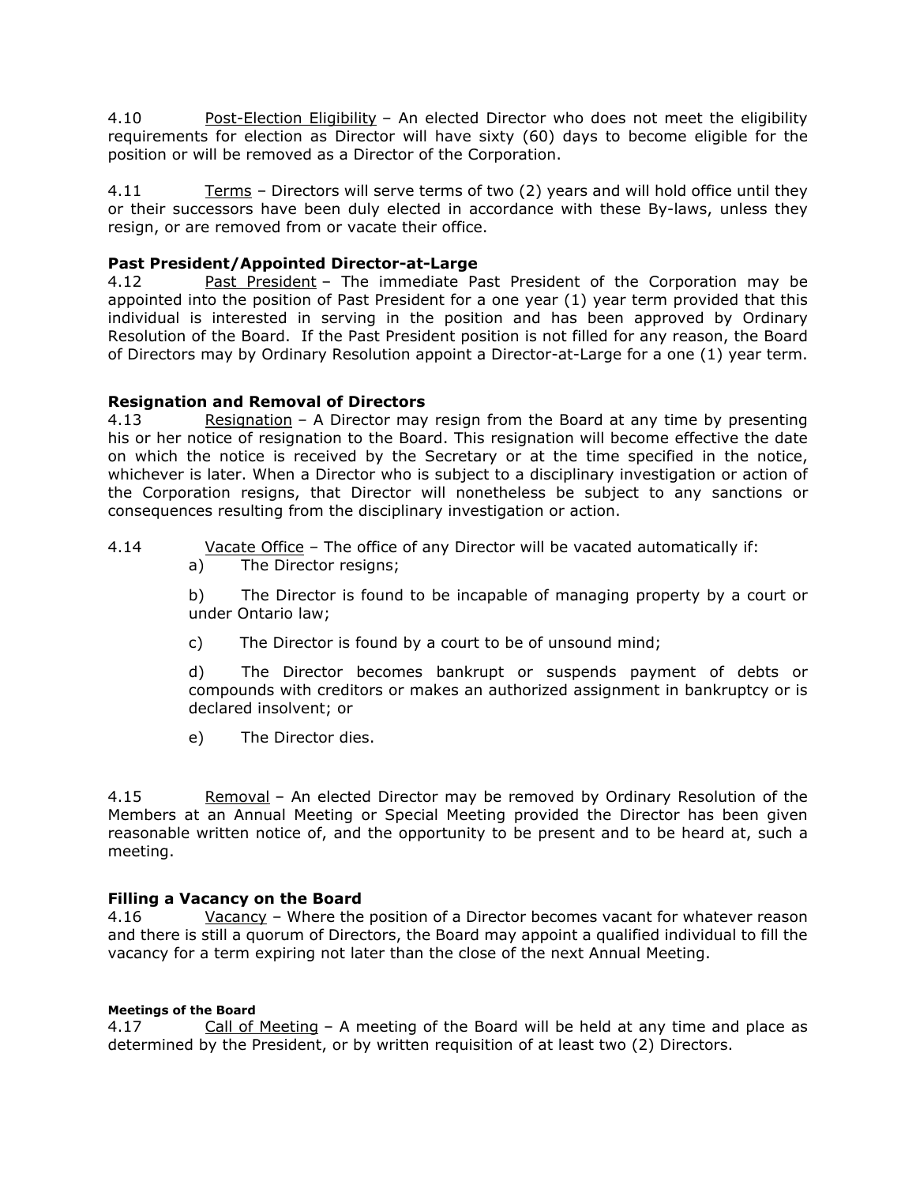4.10 Post-Election Eligibility – An elected Director who does not meet the eligibility requirements for election as Director will have sixty (60) days to become eligible for the position or will be removed as a Director of the Corporation.

4.11 Terms – Directors will serve terms of two (2) years and will hold office until they or their successors have been duly elected in accordance with these By-laws, unless they resign, or are removed from or vacate their office.

**Past President/Appointed Director-at-Large**

4.12 Past President – The immediate Past President of the Corporation may be appointed into the position of Past President for a one year (1) year term provided that this individual is interested in serving in the position and has been approved by Ordinary Resolution of the Board. If the Past President position is not filled for any reason, the Board of Directors may by Ordinary Resolution appoint a Director-at-Large for a one (1) year term.

**Resignation and Removal of Directors**

4.13 Resignation – A Director may resign from the Board at any time by presenting his or her notice of resignation to the Board. This resignation will become effective the date on which the notice is received by the Secretary or at the time specified in the notice, whichever is later. When a Director who is subject to a disciplinary investigation or action of the Corporation resigns, that Director will nonetheless be subject to any sanctions or consequences resulting from the disciplinary investigation or action.

4.14 Vacate Office – The office of any Director will be vacated automatically if:

a) The Director resigns;

b) The Director is found to be incapable of managing property by a court or under Ontario law;

c) The Director is found by a court to be of unsound mind;

d) The Director becomes bankrupt or suspends payment of debts or compounds with creditors or makes an authorized assignment in bankruptcy or is declared insolvent; or

e) The Director dies.

4.15 Removal – An elected Director may be removed by Ordinary Resolution of the Members at an Annual Meeting or Special Meeting provided the Director has been given reasonable written notice of, and the opportunity to be present and to be heard at, such a meeting.

**Filling a Vacancy on the Board**

4.16 Vacancy – Where the position of a Director becomes vacant for whatever reason and there is still a quorum of Directors, the Board may appoint a qualified individual to fill the vacancy for a term expiring not later than the close of the next Annual Meeting.

**Meetings of the Board**

4.17 Call of Meeting – A meeting of the Board will be held at any time and place as determined by the President, or by written requisition of at least two (2) Directors.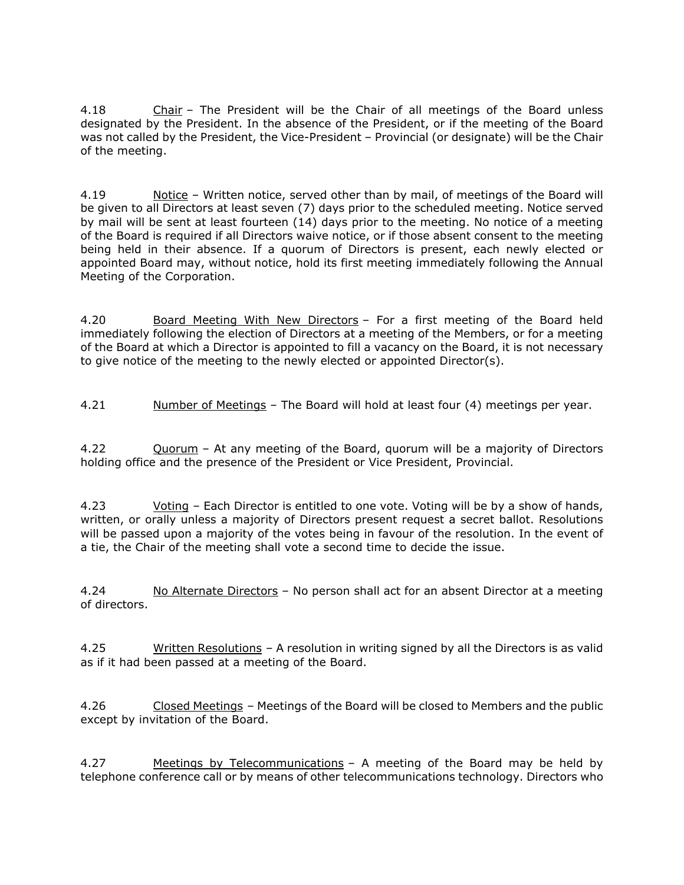4.18 Chair – The President will be the Chair of all meetings of the Board unless designated by the President. In the absence of the President, or if the meeting of the Board was not called by the President, the Vice-President – Provincial (or designate) will be the Chair of the meeting.

4.19 Notice – Written notice, served other than by mail, of meetings of the Board will be given to all Directors at least seven (7) days prior to the scheduled meeting. Notice served by mail will be sent at least fourteen (14) days prior to the meeting. No notice of a meeting of the Board is required if all Directors waive notice, or if those absent consent to the meeting being held in their absence. If a quorum of Directors is present, each newly elected or appointed Board may, without notice, hold its first meeting immediately following the Annual Meeting of the Corporation.

4.20 Board Meeting With New Directors – For a first meeting of the Board held immediately following the election of Directors at a meeting of the Members, or for a meeting of the Board at which a Director is appointed to fill a vacancy on the Board, it is not necessary to give notice of the meeting to the newly elected or appointed Director(s).

4.21 Number of Meetings – The Board will hold at least four (4) meetings per year.

4.22 Quorum – At any meeting of the Board, quorum will be a majority of Directors holding office and the presence of the President or Vice President, Provincial.

4.23 Voting – Each Director is entitled to one vote. Voting will be by a show of hands, written, or orally unless a majority of Directors present request a secret ballot. Resolutions will be passed upon a majority of the votes being in favour of the resolution. In the event of a tie, the Chair of the meeting shall vote a second time to decide the issue.

4.24 No Alternate Directors – No person shall act for an absent Director at a meeting of directors.

4.25 Written Resolutions – A resolution in writing signed by all the Directors is as valid as if it had been passed at a meeting of the Board.

4.26 Closed Meetings – Meetings of the Board will be closed to Members and the public except by invitation of the Board.

4.27 Meetings by Telecommunications – A meeting of the Board may be held by telephone conference call or by means of other telecommunications technology. Directors who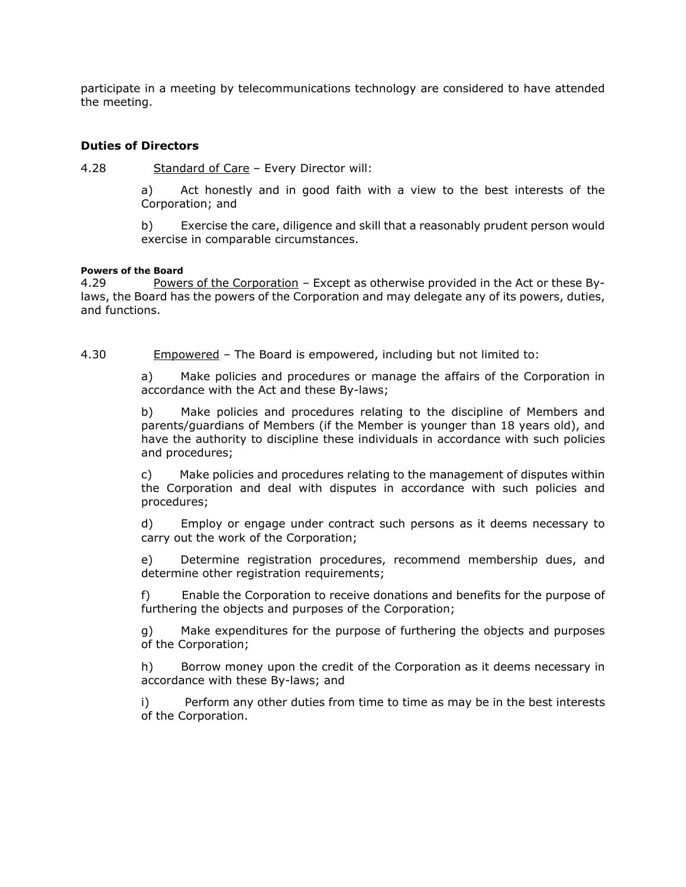participate in a meeting by telecommunications technology are considered to have attended the meeting.

### Duties of Directors

4.28 Standard of Care – Every Director will:

a) Act honestly and in good faith with a view to the best interests of the Corporation; and

b) Exercise the care, diligence and skill that a reasonably prudent person would exercise in comparable circumstances.

#### Powers of the Board

4.29 Powers of the Corporation – Except as otherwise provided in the Act or these By-laws, the Board has the powers of the Corporation and may delegate any of its powers, duties, and functions.

4.30 Empowered – The Board is empowered, including but not limited to:

a) Make policies and procedures or manage the affairs of the Corporation in accordance with the Act and these By-laws;

b) Make policies and procedures relating to the discipline of Members and parents/guardians of Members (if the Member is younger than 18 years old), and have the authority to discipline these individuals in accordance with such policies and procedures;

c) Make policies and procedures relating to the management of disputes within the Corporation and deal with disputes in accordance with such policies and procedures;

d) Employ or engage under contract such persons as it deems necessary to carry out the work of the Corporation;

e) Determine registration procedures, recommend membership dues, and determine other registration requirements;

f) Enable the Corporation to receive donations and benefits for the purpose of furthering the objects and purposes of the Corporation;

g) Make expenditures for the purpose of furthering the objects and purposes of the Corporation;

h) Borrow money upon the credit of the Corporation as it deems necessary in accordance with these By-laws; and

i) Perform any other duties from time to time as may be in the best interests of the Corporation.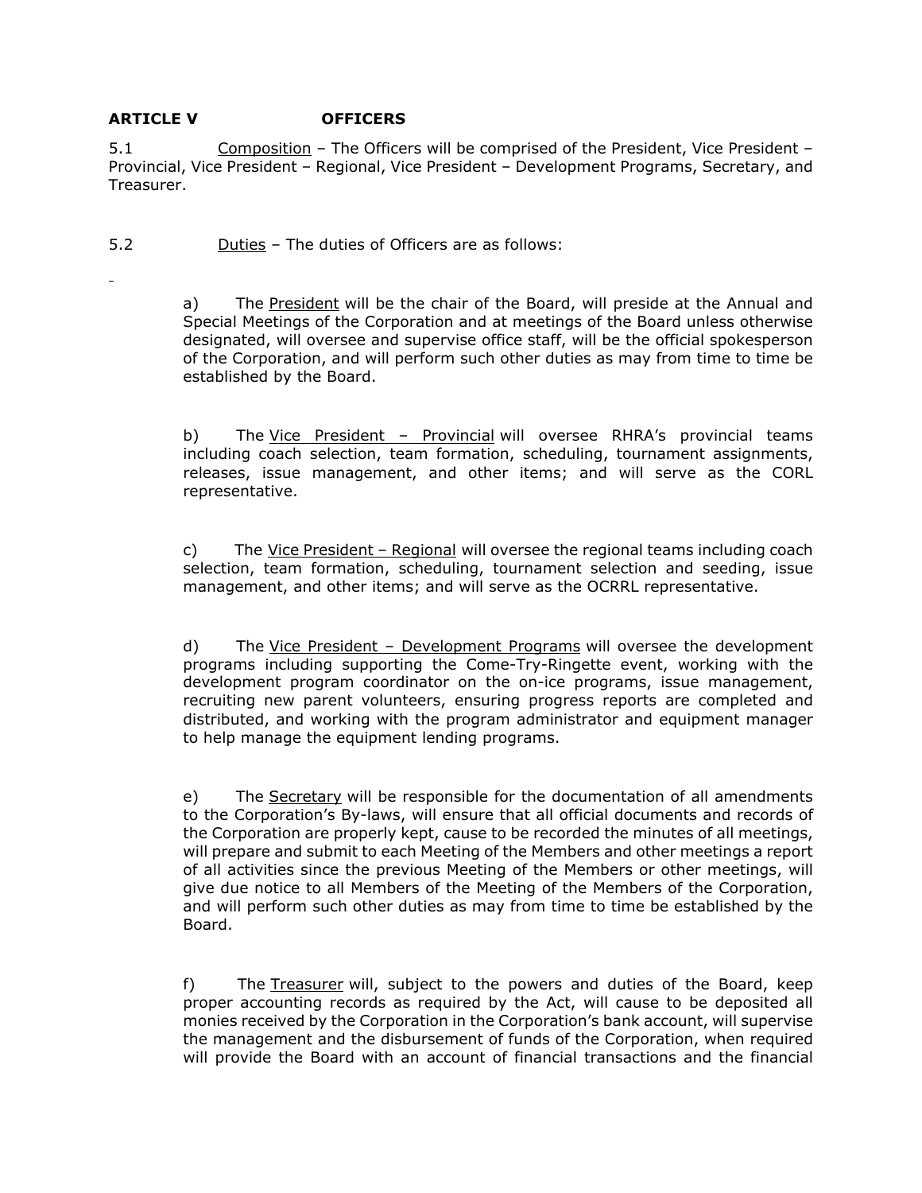## ARTICLE V OFFICERS

5.1 Composition – The Officers will be comprised of the President, Vice President – Provincial, Vice President – Regional, Vice President – Development Programs, Secretary, and Treasurer.

5.2 Duties – The duties of Officers are as follows:

a) The President will be the chair of the Board, will preside at the Annual and Special Meetings of the Corporation and at meetings of the Board unless otherwise designated, will oversee and supervise office staff, will be the official spokesperson of the Corporation, and will perform such other duties as may from time to time be established by the Board.

b) The Vice President – Provincial will oversee RHRA's provincial teams including coach selection, team formation, scheduling, tournament assignments, releases, issue management, and other items; and will serve as the CORL representative.

c) The Vice President – Regional will oversee the regional teams including coach selection, team formation, scheduling, tournament selection and seeding, issue management, and other items; and will serve as the OCRRL representative.

d) The Vice President – Development Programs will oversee the development programs including supporting the Come-Try-Ringette event, working with the development program coordinator on the on-ice programs, issue management, recruiting new parent volunteers, ensuring progress reports are completed and distributed, and working with the program administrator and equipment manager to help manage the equipment lending programs.

e) The Secretary will be responsible for the documentation of all amendments to the Corporation's By-laws, will ensure that all official documents and records of the Corporation are properly kept, cause to be recorded the minutes of all meetings, will prepare and submit to each Meeting of the Members and other meetings a report of all activities since the previous Meeting of the Members or other meetings, will give due notice to all Members of the Meeting of the Members of the Corporation, and will perform such other duties as may from time to time be established by the Board.

f) The Treasurer will, subject to the powers and duties of the Board, keep proper accounting records as required by the Act, will cause to be deposited all monies received by the Corporation in the Corporation's bank account, will supervise the management and the disbursement of funds of the Corporation, when required will provide the Board with an account of financial transactions and the financial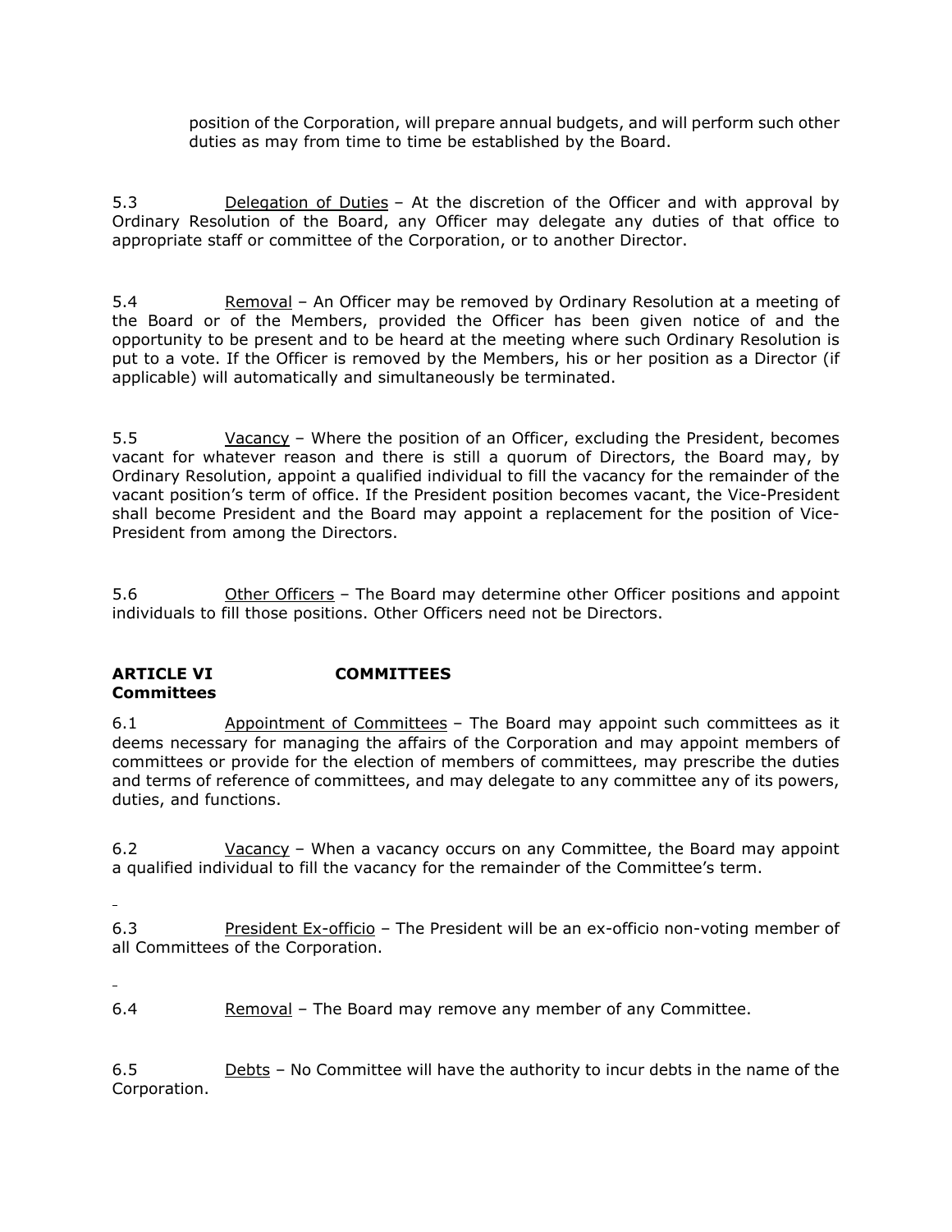position of the Corporation, will prepare annual budgets, and will perform such other duties as may from time to time be established by the Board.

5.3 Delegation of Duties – At the discretion of the Officer and with approval by Ordinary Resolution of the Board, any Officer may delegate any duties of that office to appropriate staff or committee of the Corporation, or to another Director.

5.4 Removal – An Officer may be removed by Ordinary Resolution at a meeting of the Board or of the Members, provided the Officer has been given notice of and the opportunity to be present and to be heard at the meeting where such Ordinary Resolution is put to a vote. If the Officer is removed by the Members, his or her position as a Director (if applicable) will automatically and simultaneously be terminated.

5.5 Vacancy – Where the position of an Officer, excluding the President, becomes vacant for whatever reason and there is still a quorum of Directors, the Board may, by Ordinary Resolution, appoint a qualified individual to fill the vacancy for the remainder of the vacant position's term of office. If the President position becomes vacant, the Vice-President shall become President and the Board may appoint a replacement for the position of Vice-President from among the Directors.

5.6 Other Officers – The Board may determine other Officer positions and appoint individuals to fill those positions. Other Officers need not be Directors.

## ARTICLE VI COMMITTEES

**Committees**

6.1 Appointment of Committees – The Board may appoint such committees as it deems necessary for managing the affairs of the Corporation and may appoint members of committees or provide for the election of members of committees, may prescribe the duties and terms of reference of committees, and may delegate to any committee any of its powers, duties, and functions.

6.2 Vacancy – When a vacancy occurs on any Committee, the Board may appoint a qualified individual to fill the vacancy for the remainder of the Committee's term.

6.3 President Ex-officio – The President will be an ex-officio non-voting member of all Committees of the Corporation.

6.4 Removal – The Board may remove any member of any Committee.

6.5 Debts – No Committee will have the authority to incur debts in the name of the Corporation.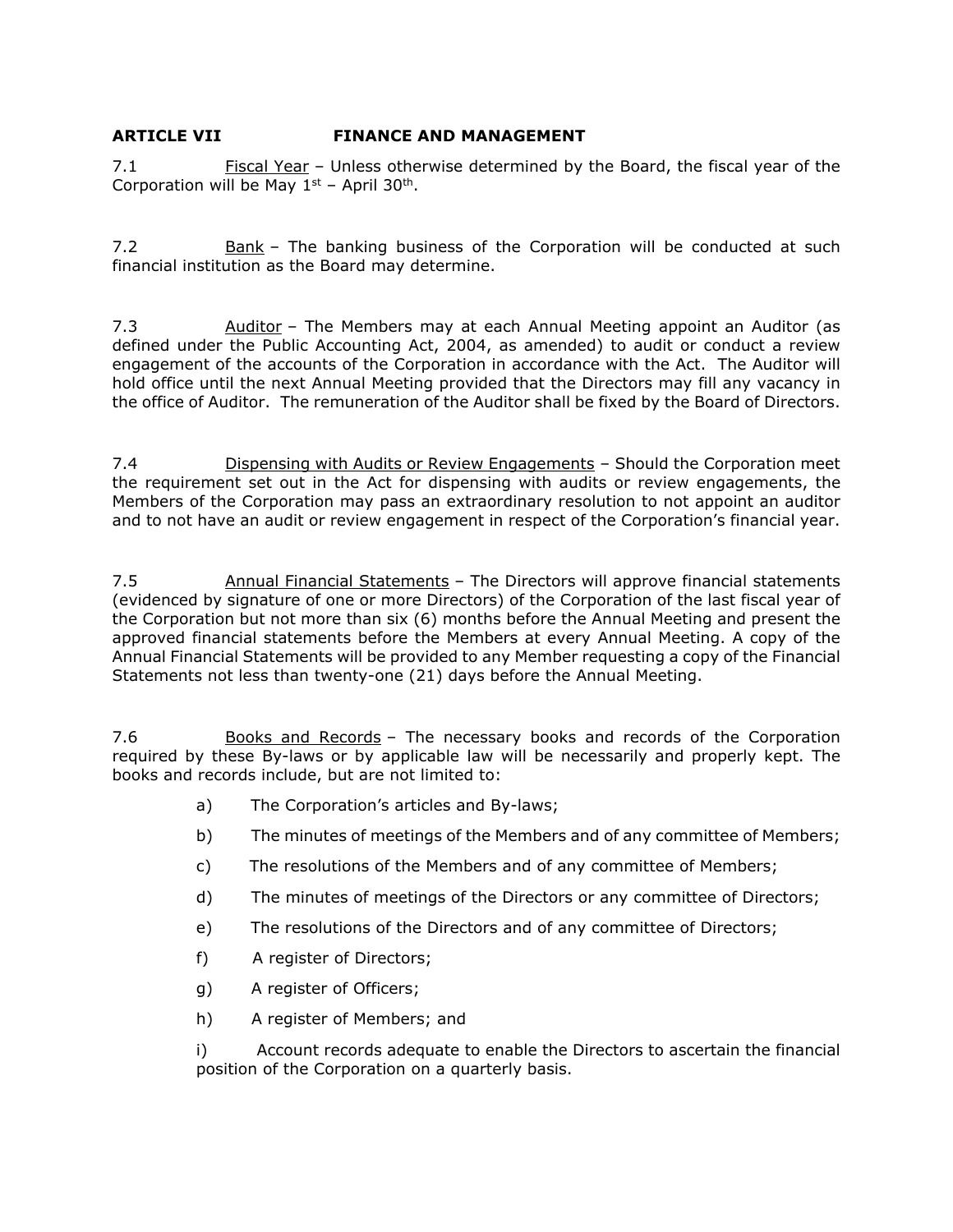## ARTICLE VII FINANCE AND MANAGEMENT

7.1 Fiscal Year – Unless otherwise determined by the Board, the fiscal year of the Corporation will be May 1st – April 30th.

7.2 Bank – The banking business of the Corporation will be conducted at such financial institution as the Board may determine.

7.3 Auditor – The Members may at each Annual Meeting appoint an Auditor (as defined under the Public Accounting Act, 2004, as amended) to audit or conduct a review engagement of the accounts of the Corporation in accordance with the Act. The Auditor will hold office until the next Annual Meeting provided that the Directors may fill any vacancy in the office of Auditor. The remuneration of the Auditor shall be fixed by the Board of Directors.

7.4 Dispensing with Audits or Review Engagements – Should the Corporation meet the requirement set out in the Act for dispensing with audits or review engagements, the Members of the Corporation may pass an extraordinary resolution to not appoint an auditor and to not have an audit or review engagement in respect of the Corporation's financial year.

7.5 Annual Financial Statements – The Directors will approve financial statements (evidenced by signature of one or more Directors) of the Corporation of the last fiscal year of the Corporation but not more than six (6) months before the Annual Meeting and present the approved financial statements before the Members at every Annual Meeting. A copy of the Annual Financial Statements will be provided to any Member requesting a copy of the Financial Statements not less than twenty-one (21) days before the Annual Meeting.

7.6 Books and Records – The necessary books and records of the Corporation required by these By-laws or by applicable law will be necessarily and properly kept. The books and records include, but are not limited to:

a) The Corporation's articles and By-laws;

b) The minutes of meetings of the Members and of any committee of Members;

c) The resolutions of the Members and of any committee of Members;

d) The minutes of meetings of the Directors or any committee of Directors;

e) The resolutions of the Directors and of any committee of Directors;

f) A register of Directors;

g) A register of Officers;

h) A register of Members; and

i) Account records adequate to enable the Directors to ascertain the financial position of the Corporation on a quarterly basis.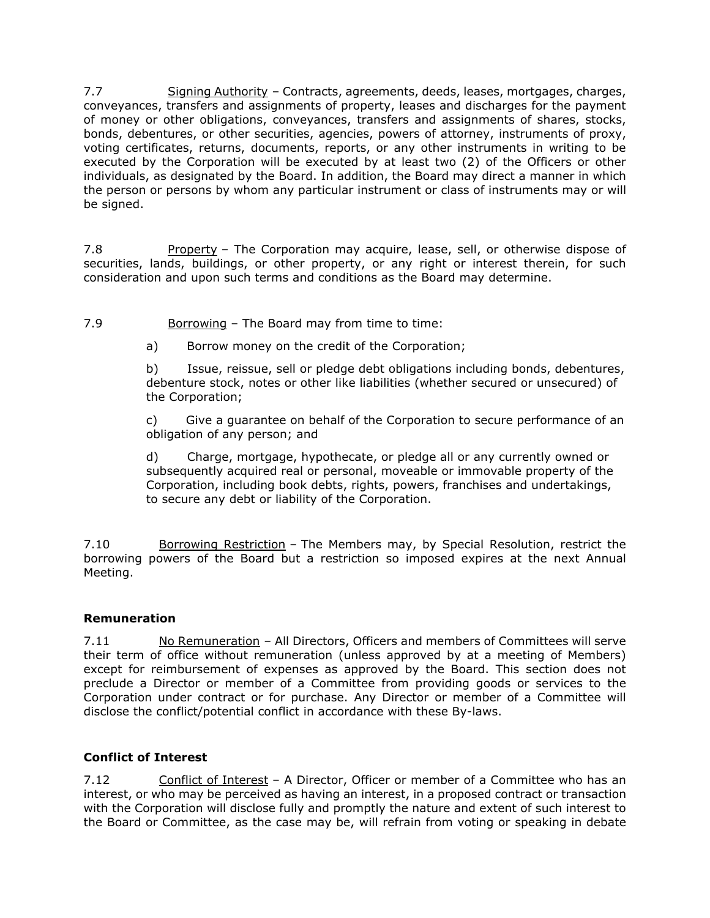7.7 Signing Authority – Contracts, agreements, deeds, leases, mortgages, charges, conveyances, transfers and assignments of property, leases and discharges for the payment of money or other obligations, conveyances, transfers and assignments of shares, stocks, bonds, debentures, or other securities, agencies, powers of attorney, instruments of proxy, voting certificates, returns, documents, reports, or any other instruments in writing to be executed by the Corporation will be executed by at least two (2) of the Officers or other individuals, as designated by the Board. In addition, the Board may direct a manner in which the person or persons by whom any particular instrument or class of instruments may or will be signed.

7.8 Property – The Corporation may acquire, lease, sell, or otherwise dispose of securities, lands, buildings, or other property, or any right or interest therein, for such consideration and upon such terms and conditions as the Board may determine.

7.9 Borrowing – The Board may from time to time:

a) Borrow money on the credit of the Corporation;

b) Issue, reissue, sell or pledge debt obligations including bonds, debentures, debenture stock, notes or other like liabilities (whether secured or unsecured) of the Corporation;

c) Give a guarantee on behalf of the Corporation to secure performance of an obligation of any person; and

d) Charge, mortgage, hypothecate, or pledge all or any currently owned or subsequently acquired real or personal, moveable or immovable property of the Corporation, including book debts, rights, powers, franchises and undertakings, to secure any debt or liability of the Corporation.

7.10 Borrowing Restriction – The Members may, by Special Resolution, restrict the borrowing powers of the Board but a restriction so imposed expires at the next Annual Meeting.

**Remuneration**

7.11 No Remuneration – All Directors, Officers and members of Committees will serve their term of office without remuneration (unless approved by at a meeting of Members) except for reimbursement of expenses as approved by the Board. This section does not preclude a Director or member of a Committee from providing goods or services to the Corporation under contract or for purchase. Any Director or member of a Committee will disclose the conflict/potential conflict in accordance with these By-laws.

**Conflict of Interest**

7.12 Conflict of Interest – A Director, Officer or member of a Committee who has an interest, or who may be perceived as having an interest, in a proposed contract or transaction with the Corporation will disclose fully and promptly the nature and extent of such interest to the Board or Committee, as the case may be, will refrain from voting or speaking in debate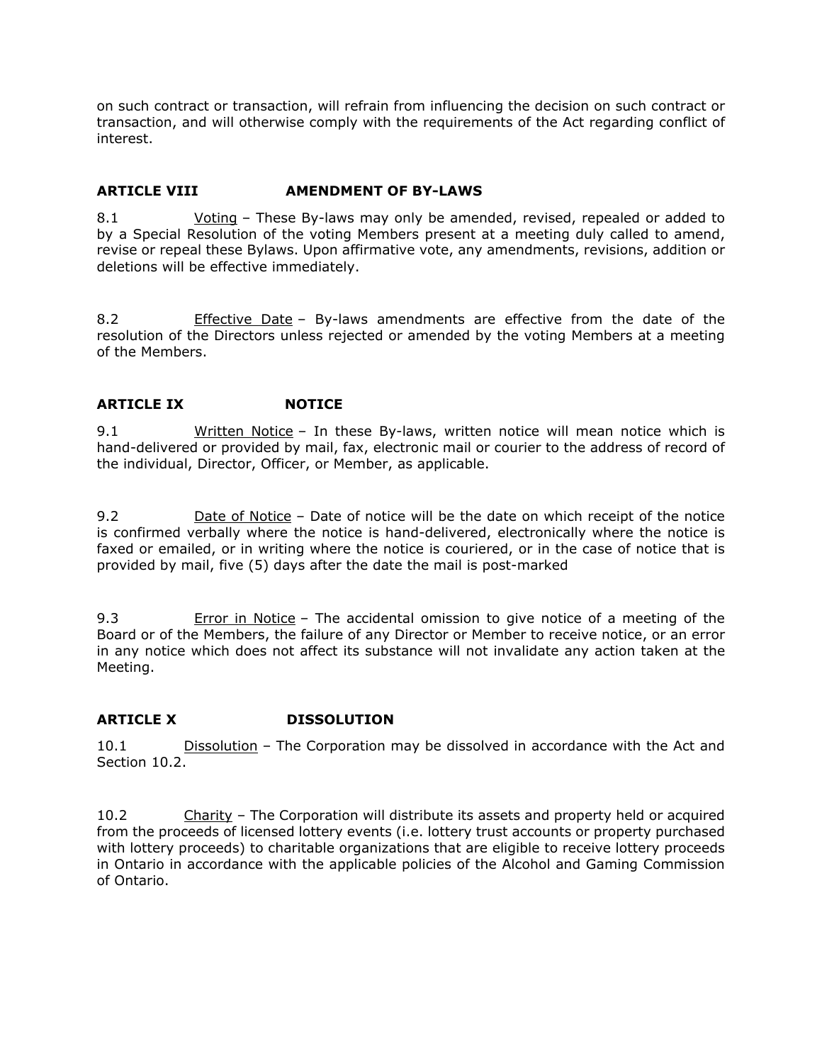on such contract or transaction, will refrain from influencing the decision on such contract or transaction, and will otherwise comply with the requirements of the Act regarding conflict of interest.

## ARTICLE VIII AMENDMENT OF BY-LAWS

8.1 Voting – These By-laws may only be amended, revised, repealed or added to by a Special Resolution of the voting Members present at a meeting duly called to amend, revise or repeal these Bylaws. Upon affirmative vote, any amendments, revisions, addition or deletions will be effective immediately.

8.2 Effective Date – By-laws amendments are effective from the date of the resolution of the Directors unless rejected or amended by the voting Members at a meeting of the Members.

## ARTICLE IX NOTICE

9.1 Written Notice – In these By-laws, written notice will mean notice which is hand-delivered or provided by mail, fax, electronic mail or courier to the address of record of the individual, Director, Officer, or Member, as applicable.

9.2 Date of Notice – Date of notice will be the date on which receipt of the notice is confirmed verbally where the notice is hand-delivered, electronically where the notice is faxed or emailed, or in writing where the notice is couriered, or in the case of notice that is provided by mail, five (5) days after the date the mail is post-marked

9.3 Error in Notice – The accidental omission to give notice of a meeting of the Board or of the Members, the failure of any Director or Member to receive notice, or an error in any notice which does not affect its substance will not invalidate any action taken at the Meeting.

## ARTICLE X DISSOLUTION

10.1 Dissolution – The Corporation may be dissolved in accordance with the Act and Section 10.2.

10.2 Charity – The Corporation will distribute its assets and property held or acquired from the proceeds of licensed lottery events (i.e. lottery trust accounts or property purchased with lottery proceeds) to charitable organizations that are eligible to receive lottery proceeds in Ontario in accordance with the applicable policies of the Alcohol and Gaming Commission of Ontario.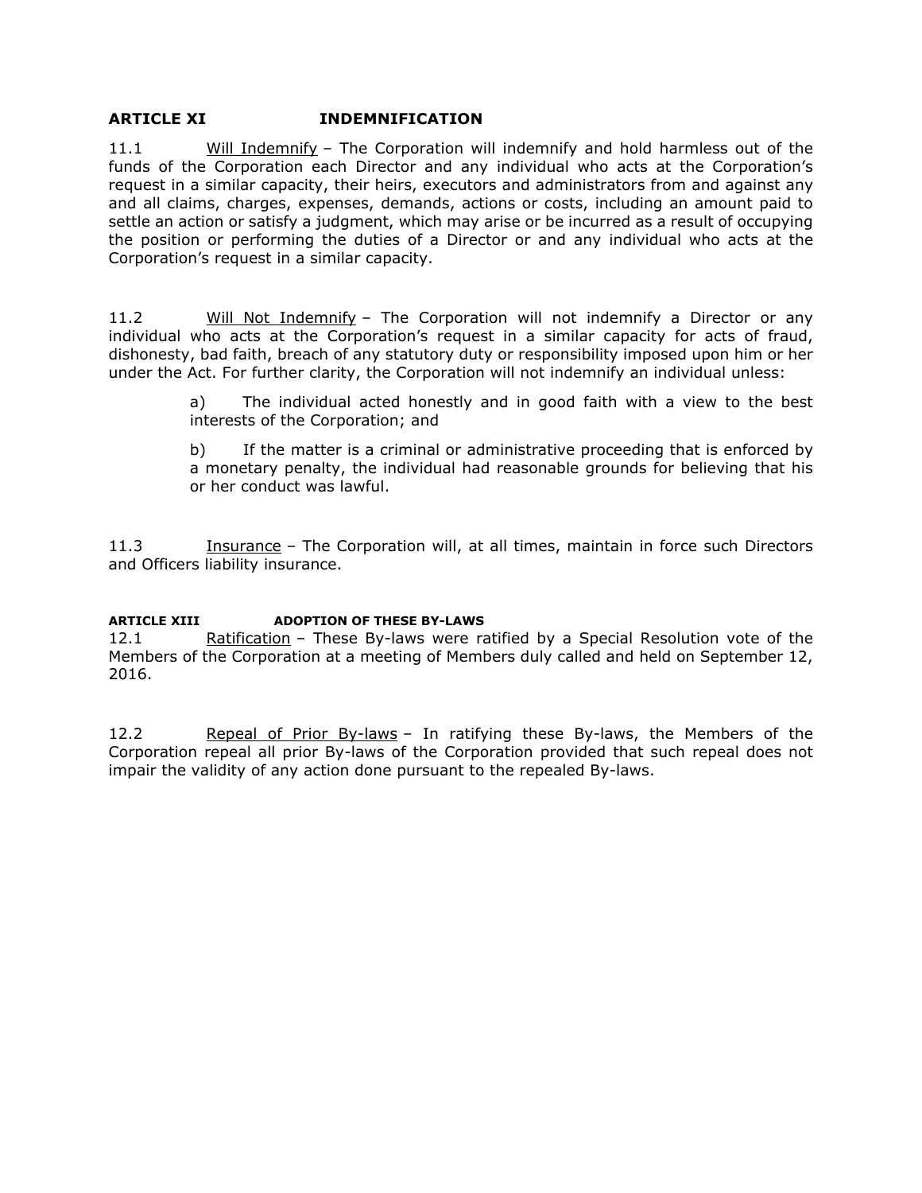## ARTICLE XI INDEMNIFICATION

11.1 Will Indemnify – The Corporation will indemnify and hold harmless out of the funds of the Corporation each Director and any individual who acts at the Corporation's request in a similar capacity, their heirs, executors and administrators from and against any and all claims, charges, expenses, demands, actions or costs, including an amount paid to settle an action or satisfy a judgment, which may arise or be incurred as a result of occupying the position or performing the duties of a Director or and any individual who acts at the Corporation's request in a similar capacity.

11.2 Will Not Indemnify – The Corporation will not indemnify a Director or any individual who acts at the Corporation's request in a similar capacity for acts of fraud, dishonesty, bad faith, breach of any statutory duty or responsibility imposed upon him or her under the Act. For further clarity, the Corporation will not indemnify an individual unless:

> a) The individual acted honestly and in good faith with a view to the best interests of the Corporation; and
>
> b) If the matter is a criminal or administrative proceeding that is enforced by a monetary penalty, the individual had reasonable grounds for believing that his or her conduct was lawful.

11.3 Insurance – The Corporation will, at all times, maintain in force such Directors and Officers liability insurance.

## ARTICLE XIII ADOPTION OF THESE BY-LAWS

12.1 Ratification – These By-laws were ratified by a Special Resolution vote of the Members of the Corporation at a meeting of Members duly called and held on September 12, 2016.

12.2 Repeal of Prior By-laws – In ratifying these By-laws, the Members of the Corporation repeal all prior By-laws of the Corporation provided that such repeal does not impair the validity of any action done pursuant to the repealed By-laws.